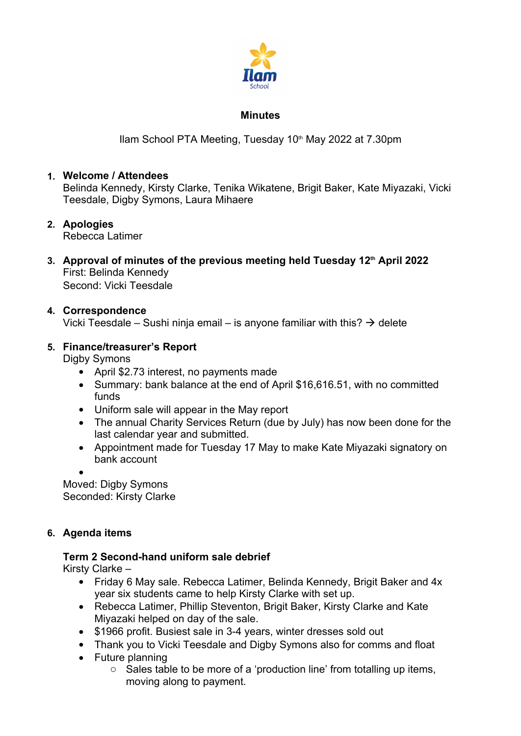**Minutes**

Ilam School PTA Meeting, Tuesday 10th May 2022 at 7.30pm

1. **Welcome / Attendees**
   Belinda Kennedy, Kirsty Clarke, Tenika Wikatene, Brigit Baker, Kate Miyazaki, Vicki Teesdale, Digby Symons, Laura Mihaere

2. **Apologies**
   Rebecca Latimer

3. **Approval of minutes of the previous meeting held Tuesday 12th April 2022**
   First: Belinda Kennedy
   Second: Vicki Teesdale

4. **Correspondence**
   Vicki Teesdale – Sushi ninja email – is anyone familiar with this? → delete

5. **Finance/treasurer's Report**
   Digby Symons
   - April $2.73 interest, no payments made
   - Summary: bank balance at the end of April $16,616.51, with no committed funds
   - Uniform sale will appear in the May report
   - The annual Charity Services Return (due by July) has now been done for the last calendar year and submitted.
   - Appointment made for Tuesday 17 May to make Kate Miyazaki signatory on bank account
   -

   Moved: Digby Symons
   Seconded: Kirsty Clarke

6. **Agenda items**

   **Term 2 Second-hand uniform sale debrief**
   Kirsty Clarke –
   - Friday 6 May sale. Rebecca Latimer, Belinda Kennedy, Brigit Baker and 4x year six students came to help Kirsty Clarke with set up.
   - Rebecca Latimer, Phillip Steventon, Brigit Baker, Kirsty Clarke and Kate Miyazaki helped on day of the sale.
   - $1966 profit. Busiest sale in 3-4 years, winter dresses sold out
   - Thank you to Vicki Teesdale and Digby Symons also for comms and float
   - Future planning
     - Sales table to be more of a 'production line' from totalling up items, moving along to payment.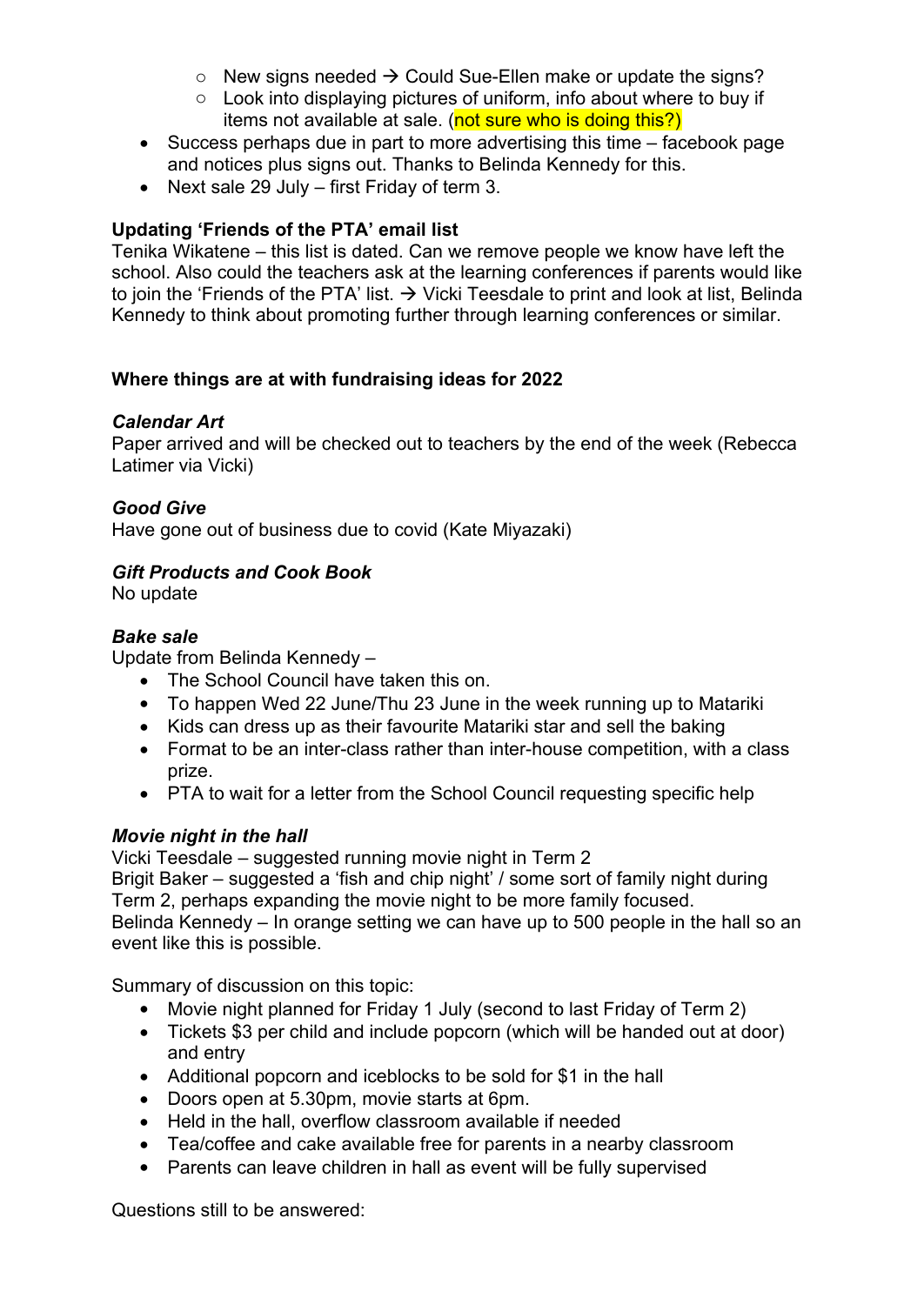- New signs needed → Could Sue-Ellen make or update the signs?
    - Look into displaying pictures of uniform, info about where to buy if items not available at sale. (not sure who is doing this?)
- Success perhaps due in part to more advertising this time – facebook page and notices plus signs out. Thanks to Belinda Kennedy for this.
- Next sale 29 July – first Friday of term 3.

**Updating 'Friends of the PTA' email list**

Tenika Wikatene – this list is dated. Can we remove people we know have left the school. Also could the teachers ask at the learning conferences if parents would like to join the 'Friends of the PTA' list. → Vicki Teesdale to print and look at list, Belinda Kennedy to think about promoting further through learning conferences or similar.

**Where things are at with fundraising ideas for 2022**

***Calendar Art***

Paper arrived and will be checked out to teachers by the end of the week (Rebecca Latimer via Vicki)

***Good Give***

Have gone out of business due to covid (Kate Miyazaki)

***Gift Products and Cook Book***

No update

***Bake sale***

Update from Belinda Kennedy –

- The School Council have taken this on.
- To happen Wed 22 June/Thu 23 June in the week running up to Matariki
- Kids can dress up as their favourite Matariki star and sell the baking
- Format to be an inter-class rather than inter-house competition, with a class prize.
- PTA to wait for a letter from the School Council requesting specific help

***Movie night in the hall***

Vicki Teesdale – suggested running movie night in Term 2
Brigit Baker – suggested a 'fish and chip night' / some sort of family night during Term 2, perhaps expanding the movie night to be more family focused.
Belinda Kennedy – In orange setting we can have up to 500 people in the hall so an event like this is possible.

Summary of discussion on this topic:

- Movie night planned for Friday 1 July (second to last Friday of Term 2)
- Tickets $3 per child and include popcorn (which will be handed out at door) and entry
- Additional popcorn and iceblocks to be sold for $1 in the hall
- Doors open at 5.30pm, movie starts at 6pm.
- Held in the hall, overflow classroom available if needed
- Tea/coffee and cake available free for parents in a nearby classroom
- Parents can leave children in hall as event will be fully supervised

Questions still to be answered: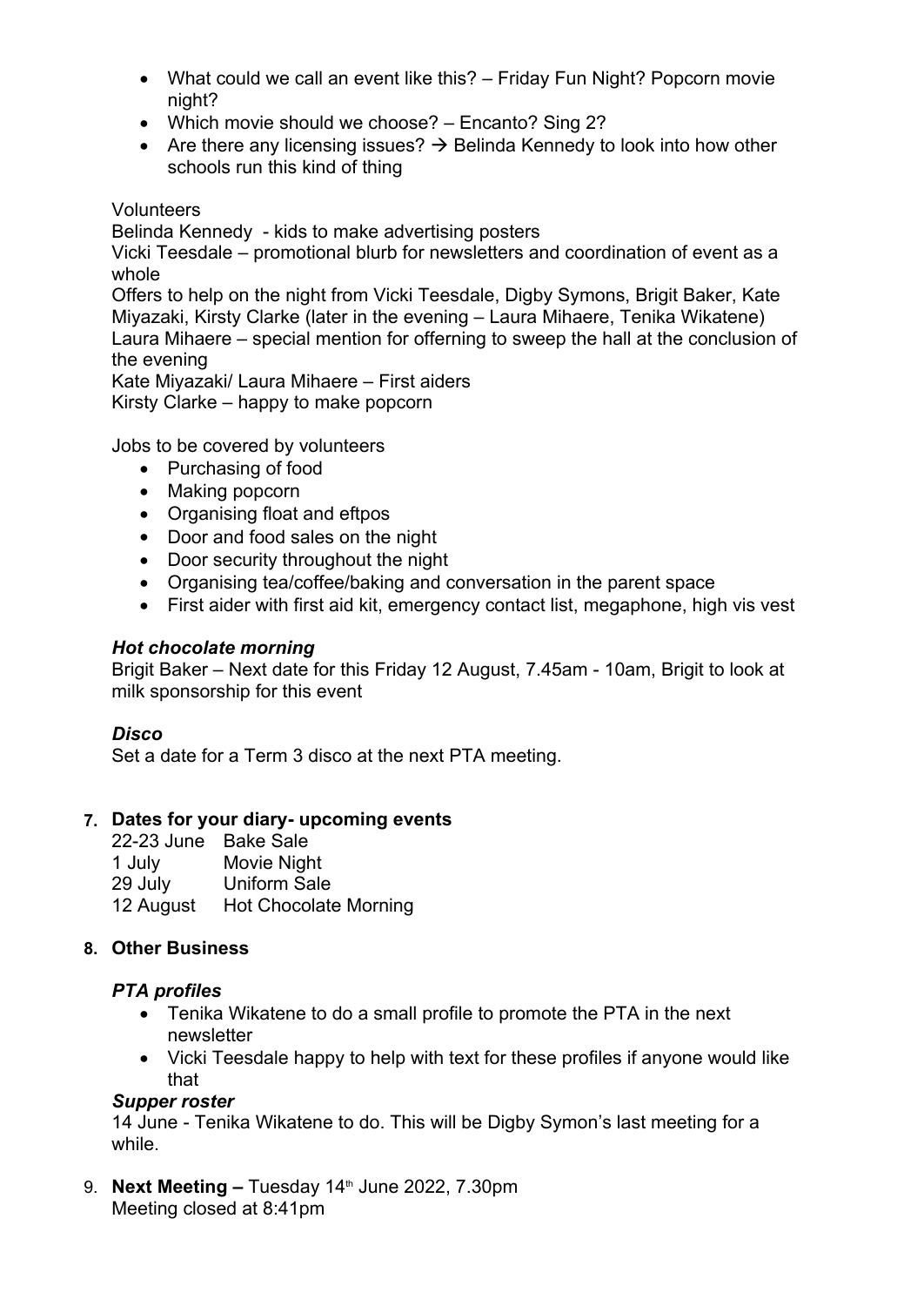- What could we call an event like this? – Friday Fun Night? Popcorn movie night?
- Which movie should we choose? – Encanto? Sing 2?
- Are there any licensing issues? → Belinda Kennedy to look into how other schools run this kind of thing

Volunteers

Belinda Kennedy - kids to make advertising posters

Vicki Teesdale – promotional blurb for newsletters and coordination of event as a whole

Offers to help on the night from Vicki Teesdale, Digby Symons, Brigit Baker, Kate Miyazaki, Kirsty Clarke (later in the evening – Laura Mihaere, Tenika Wikatene)

Laura Mihaere – special mention for offerning to sweep the hall at the conclusion of the evening

Kate Miyazaki/ Laura Mihaere – First aiders

Kirsty Clarke – happy to make popcorn

Jobs to be covered by volunteers

- Purchasing of food
- Making popcorn
- Organising float and eftpos
- Door and food sales on the night
- Door security throughout the night
- Organising tea/coffee/baking and conversation in the parent space
- First aider with first aid kit, emergency contact list, megaphone, high vis vest

***Hot chocolate morning***

Brigit Baker – Next date for this Friday 12 August, 7.45am - 10am, Brigit to look at milk sponsorship for this event

***Disco***

Set a date for a Term 3 disco at the next PTA meeting.

## 7. Dates for your diary- upcoming events

| | |
|---|---|
| 22-23 June | Bake Sale |
| 1 July | Movie Night |
| 29 July | Uniform Sale |
| 12 August | Hot Chocolate Morning |

## 8. Other Business

***PTA profiles***

- Tenika Wikatene to do a small profile to promote the PTA in the next newsletter
- Vicki Teesdale happy to help with text for these profiles if anyone would like that

***Supper roster***

14 June - Tenika Wikatene to do. This will be Digby Symon's last meeting for a while.

9. **Next Meeting –** Tuesday 14th June 2022, 7.30pm

Meeting closed at 8:41pm